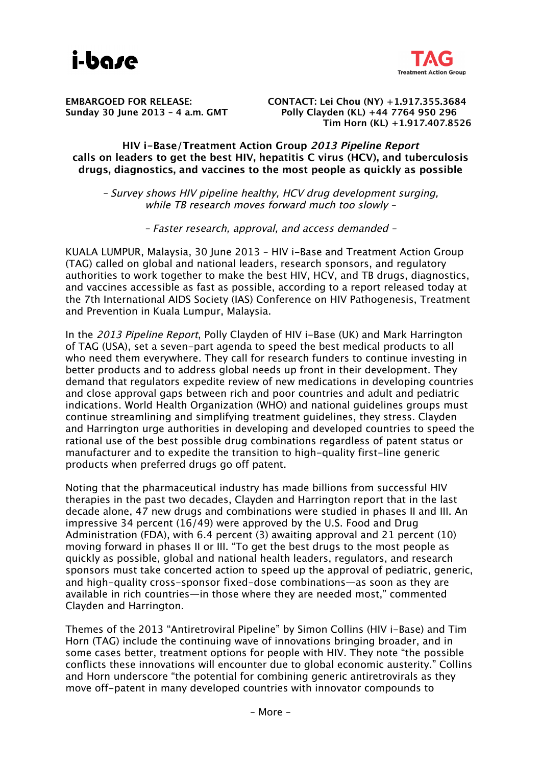i-base

TAG Treatment Action Group

**EMBARGOED FOR RELEASE:**
**Sunday 30 June 2013 – 4 a.m. GMT**

**CONTACT: Lei Chou (NY) +1.917.355.3684**
**Polly Clayden (KL) +44 7764 950 296**
**Tim Horn (KL) +1.917.407.8526**

**HIV i-Base/Treatment Action Group *2013 Pipeline Report* calls on leaders to get the best HIV, hepatitis C virus (HCV), and tuberculosis drugs, diagnostics, and vaccines to the most people as quickly as possible**

*– Survey shows HIV pipeline healthy, HCV drug development surging, while TB research moves forward much too slowly –*

*– Faster research, approval, and access demanded –*

KUALA LUMPUR, Malaysia, 30 June 2013 – HIV i-Base and Treatment Action Group (TAG) called on global and national leaders, research sponsors, and regulatory authorities to work together to make the best HIV, HCV, and TB drugs, diagnostics, and vaccines accessible as fast as possible, according to a report released today at the 7th International AIDS Society (IAS) Conference on HIV Pathogenesis, Treatment and Prevention in Kuala Lumpur, Malaysia.

In the *2013 Pipeline Report*, Polly Clayden of HIV i-Base (UK) and Mark Harrington of TAG (USA), set a seven-part agenda to speed the best medical products to all who need them everywhere. They call for research funders to continue investing in better products and to address global needs up front in their development. They demand that regulators expedite review of new medications in developing countries and close approval gaps between rich and poor countries and adult and pediatric indications. World Health Organization (WHO) and national guidelines groups must continue streamlining and simplifying treatment guidelines, they stress. Clayden and Harrington urge authorities in developing and developed countries to speed the rational use of the best possible drug combinations regardless of patent status or manufacturer and to expedite the transition to high-quality first-line generic products when preferred drugs go off patent.

Noting that the pharmaceutical industry has made billions from successful HIV therapies in the past two decades, Clayden and Harrington report that in the last decade alone, 47 new drugs and combinations were studied in phases II and III. An impressive 34 percent (16/49) were approved by the U.S. Food and Drug Administration (FDA), with 6.4 percent (3) awaiting approval and 21 percent (10) moving forward in phases II or III. "To get the best drugs to the most people as quickly as possible, global and national health leaders, regulators, and research sponsors must take concerted action to speed up the approval of pediatric, generic, and high-quality cross-sponsor fixed-dose combinations—as soon as they are available in rich countries—in those where they are needed most," commented Clayden and Harrington.

Themes of the 2013 "Antiretroviral Pipeline" by Simon Collins (HIV i-Base) and Tim Horn (TAG) include the continuing wave of innovations bringing broader, and in some cases better, treatment options for people with HIV. They note "the possible conflicts these innovations will encounter due to global economic austerity." Collins and Horn underscore "the potential for combining generic antiretrovirals as they move off-patent in many developed countries with innovator compounds to

– More –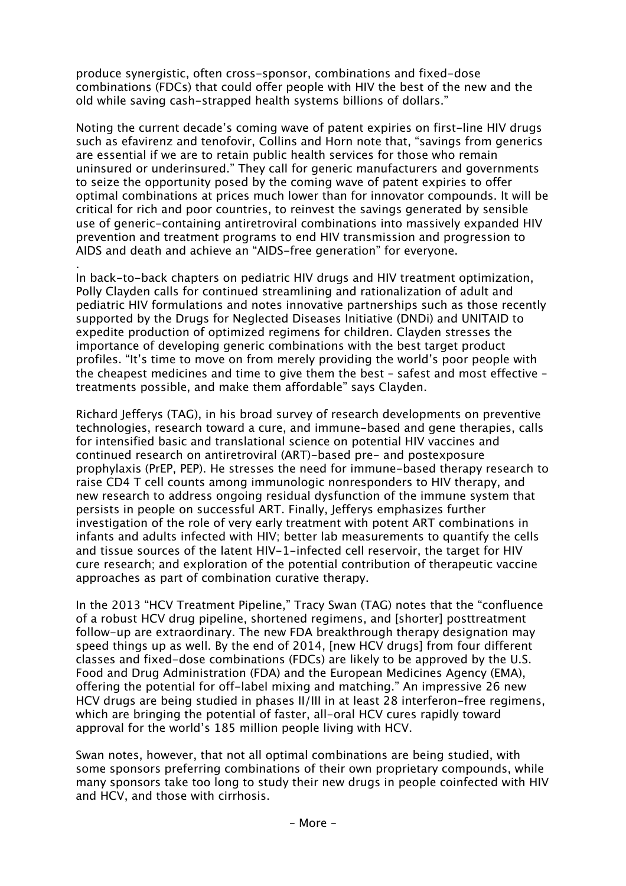produce synergistic, often cross-sponsor, combinations and fixed-dose combinations (FDCs) that could offer people with HIV the best of the new and the old while saving cash-strapped health systems billions of dollars."

Noting the current decade's coming wave of patent expiries on first-line HIV drugs such as efavirenz and tenofovir, Collins and Horn note that, "savings from generics are essential if we are to retain public health services for those who remain uninsured or underinsured." They call for generic manufacturers and governments to seize the opportunity posed by the coming wave of patent expiries to offer optimal combinations at prices much lower than for innovator compounds. It will be critical for rich and poor countries, to reinvest the savings generated by sensible use of generic-containing antiretroviral combinations into massively expanded HIV prevention and treatment programs to end HIV transmission and progression to AIDS and death and achieve an "AIDS-free generation" for everyone.
.
In back-to-back chapters on pediatric HIV drugs and HIV treatment optimization, Polly Clayden calls for continued streamlining and rationalization of adult and pediatric HIV formulations and notes innovative partnerships such as those recently supported by the Drugs for Neglected Diseases Initiative (DNDi) and UNITAID to expedite production of optimized regimens for children. Clayden stresses the importance of developing generic combinations with the best target product profiles. "It's time to move on from merely providing the world's poor people with the cheapest medicines and time to give them the best – safest and most effective – treatments possible, and make them affordable" says Clayden.

Richard Jefferys (TAG), in his broad survey of research developments on preventive technologies, research toward a cure, and immune-based and gene therapies, calls for intensified basic and translational science on potential HIV vaccines and continued research on antiretroviral (ART)-based pre- and postexposure prophylaxis (PrEP, PEP). He stresses the need for immune-based therapy research to raise CD4 T cell counts among immunologic nonresponders to HIV therapy, and new research to address ongoing residual dysfunction of the immune system that persists in people on successful ART. Finally, Jefferys emphasizes further investigation of the role of very early treatment with potent ART combinations in infants and adults infected with HIV; better lab measurements to quantify the cells and tissue sources of the latent HIV-1-infected cell reservoir, the target for HIV cure research; and exploration of the potential contribution of therapeutic vaccine approaches as part of combination curative therapy.

In the 2013 "HCV Treatment Pipeline," Tracy Swan (TAG) notes that the "confluence of a robust HCV drug pipeline, shortened regimens, and [shorter] posttreatment follow-up are extraordinary. The new FDA breakthrough therapy designation may speed things up as well. By the end of 2014, [new HCV drugs] from four different classes and fixed-dose combinations (FDCs) are likely to be approved by the U.S. Food and Drug Administration (FDA) and the European Medicines Agency (EMA), offering the potential for off-label mixing and matching." An impressive 26 new HCV drugs are being studied in phases II/III in at least 28 interferon-free regimens, which are bringing the potential of faster, all-oral HCV cures rapidly toward approval for the world's 185 million people living with HCV.

Swan notes, however, that not all optimal combinations are being studied, with some sponsors preferring combinations of their own proprietary compounds, while many sponsors take too long to study their new drugs in people coinfected with HIV and HCV, and those with cirrhosis.

– More –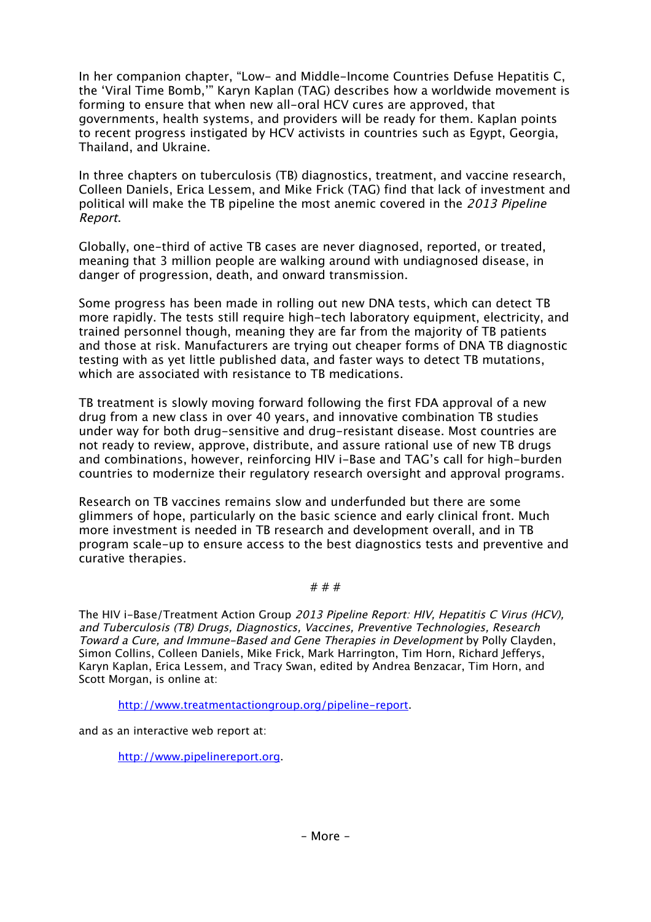In her companion chapter, "Low- and Middle-Income Countries Defuse Hepatitis C, the 'Viral Time Bomb,'" Karyn Kaplan (TAG) describes how a worldwide movement is forming to ensure that when new all-oral HCV cures are approved, that governments, health systems, and providers will be ready for them. Kaplan points to recent progress instigated by HCV activists in countries such as Egypt, Georgia, Thailand, and Ukraine.

In three chapters on tuberculosis (TB) diagnostics, treatment, and vaccine research, Colleen Daniels, Erica Lessem, and Mike Frick (TAG) find that lack of investment and political will make the TB pipeline the most anemic covered in the *2013 Pipeline Report*.

Globally, one-third of active TB cases are never diagnosed, reported, or treated, meaning that 3 million people are walking around with undiagnosed disease, in danger of progression, death, and onward transmission.

Some progress has been made in rolling out new DNA tests, which can detect TB more rapidly. The tests still require high-tech laboratory equipment, electricity, and trained personnel though, meaning they are far from the majority of TB patients and those at risk. Manufacturers are trying out cheaper forms of DNA TB diagnostic testing with as yet little published data, and faster ways to detect TB mutations, which are associated with resistance to TB medications.

TB treatment is slowly moving forward following the first FDA approval of a new drug from a new class in over 40 years, and innovative combination TB studies under way for both drug-sensitive and drug-resistant disease. Most countries are not ready to review, approve, distribute, and assure rational use of new TB drugs and combinations, however, reinforcing HIV i-Base and TAG's call for high-burden countries to modernize their regulatory research oversight and approval programs.

Research on TB vaccines remains slow and underfunded but there are some glimmers of hope, particularly on the basic science and early clinical front. Much more investment is needed in TB research and development overall, and in TB program scale-up to ensure access to the best diagnostics tests and preventive and curative therapies.

# # #

The HIV i-Base/Treatment Action Group *2013 Pipeline Report: HIV, Hepatitis C Virus (HCV), and Tuberculosis (TB) Drugs, Diagnostics, Vaccines, Preventive Technologies, Research Toward a Cure, and Immune-Based and Gene Therapies in Development* by Polly Clayden, Simon Collins, Colleen Daniels, Mike Frick, Mark Harrington, Tim Horn, Richard Jefferys, Karyn Kaplan, Erica Lessem, and Tracy Swan, edited by Andrea Benzacar, Tim Horn, and Scott Morgan, is online at:

http://www.treatmentactiongroup.org/pipeline-report.

and as an interactive web report at:

http://www.pipelinereport.org.

– More –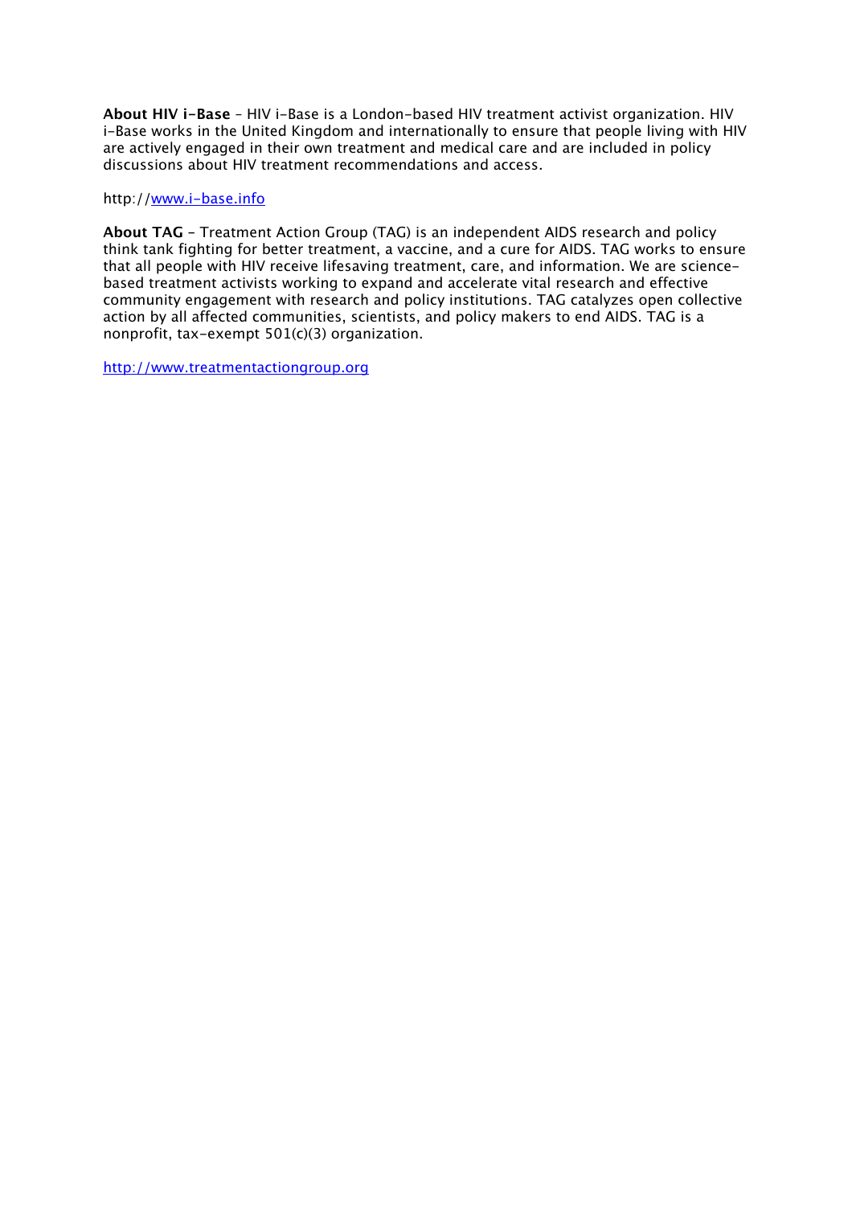**About HIV i-Base** – HIV i-Base is a London-based HIV treatment activist organization. HIV i-Base works in the United Kingdom and internationally to ensure that people living with HIV are actively engaged in their own treatment and medical care and are included in policy discussions about HIV treatment recommendations and access.

http://www.i-base.info

**About TAG** - Treatment Action Group (TAG) is an independent AIDS research and policy think tank fighting for better treatment, a vaccine, and a cure for AIDS. TAG works to ensure that all people with HIV receive lifesaving treatment, care, and information. We are science-based treatment activists working to expand and accelerate vital research and effective community engagement with research and policy institutions. TAG catalyzes open collective action by all affected communities, scientists, and policy makers to end AIDS. TAG is a nonprofit, tax-exempt 501(c)(3) organization.

http://www.treatmentactiongroup.org